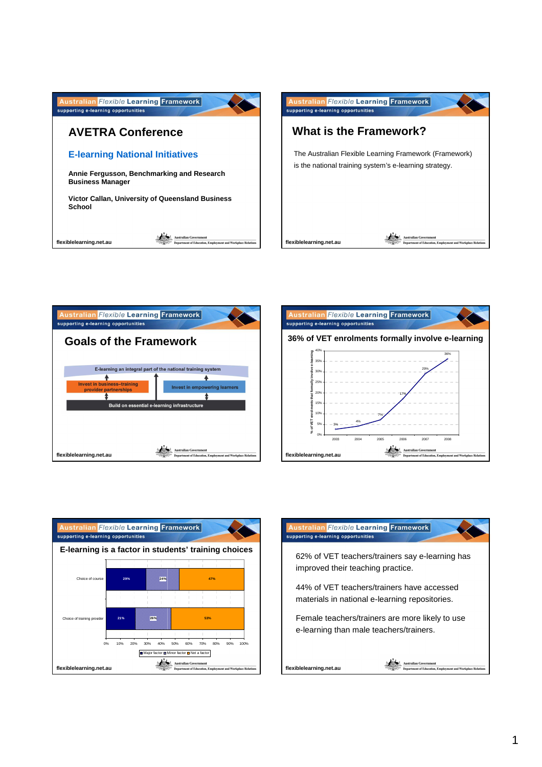## AVETRA Conference

### E-learning National Initiatives

**Annie Fergusson, Benchmarking and Research Business Manager**

**Victor Callan, University of Queensland Business School**

---

## What is the Framework?

The Australian Flexible Learning Framework (Framework) is the national training system's e-learning strategy.

---

## Goals of the Framework

- E-learning an integral part of the national training system
- Invest in business–training provider partnerships
- Invest in empowering learners
- Build on essential e-learning infrastructure

---

## 36% of VET enrolments formally involve e-learning

| Year | % of VET enrolments that formally involve e-learning |
|---|---|
| 2003 | 3% |
| 2004 | 4% |
| 2005 | 7% |
| 2006 | 17% |
| 2007 | 29% |
| 2008 | 36% |

---

## E-learning is a factor in students' training choices

| | Major factor | Minor factor | Not a factor |
|---|---|---|---|
| Choice of course | 29% | 24% | 47% |
| Choice of training provider | 21% | 26% | 53% |

---

62% of VET teachers/trainers say e-learning has improved their teaching practice.

44% of VET teachers/trainers have accessed materials in national e-learning repositories.

Female teachers/trainers are more likely to use e-learning than male teachers/trainers.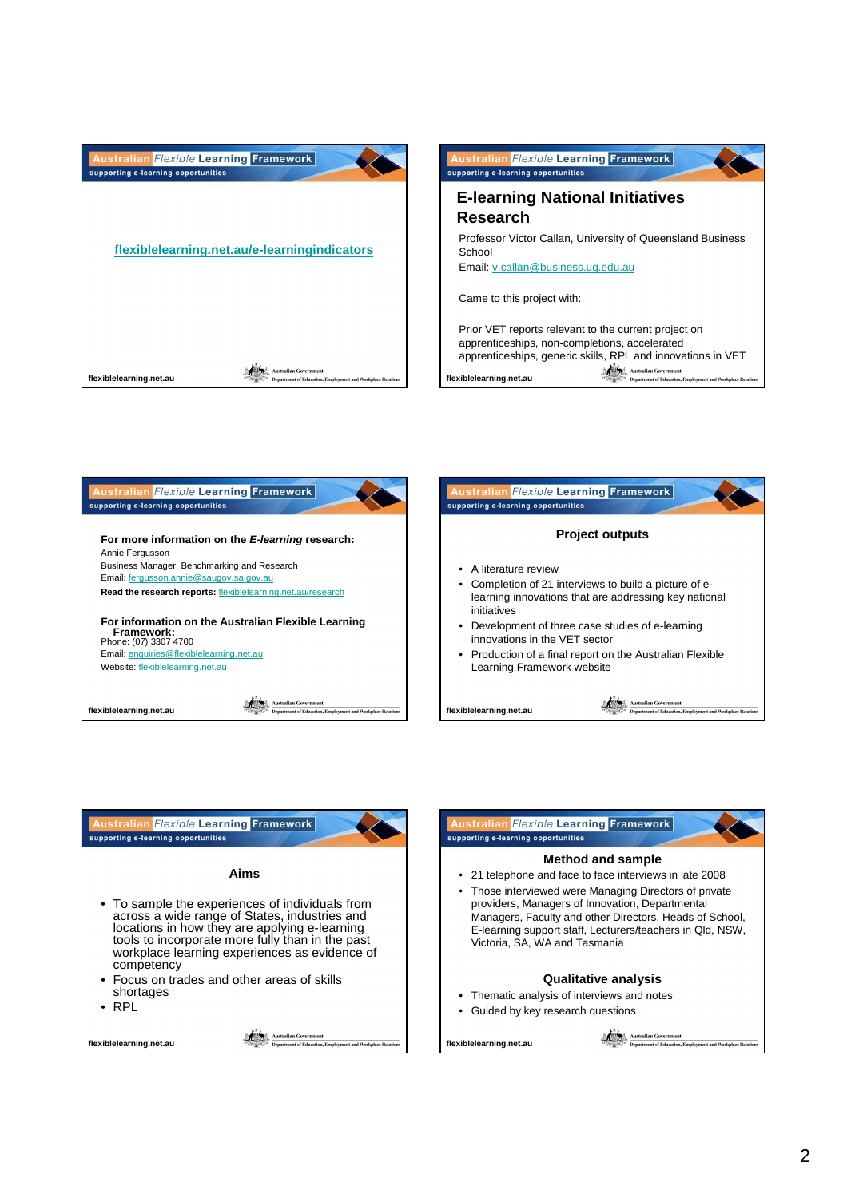flexiblelearning.net.au/e-learningindicators

## E-learning National Initiatives Research

Professor Victor Callan, University of Queensland Business School

Email: v.callan@business.uq.edu.au

Came to this project with:

Prior VET reports relevant to the current project on apprenticeships, non-completions, accelerated apprenticeships, generic skills, RPL and innovations in VET

**For more information on the *E-learning* research:**

Annie Fergusson

Business Manager, Benchmarking and Research

Email: fergusson.annie@saugov.sa.gov.au

**Read the research reports:** flexiblelearning.net.au/research

**For information on the Australian Flexible Learning Framework:**

Phone: (07) 3307 4700

Email: enquiries@flexiblelearning.net.au

Website: flexiblelearning.net.au

### Project outputs

- A literature review
- Completion of 21 interviews to build a picture of e-learning innovations that are addressing key national initiatives
- Development of three case studies of e-learning innovations in the VET sector
- Production of a final report on the Australian Flexible Learning Framework website

### Aims

- To sample the experiences of individuals from across a wide range of States, industries and locations in how they are applying e-learning tools to incorporate more fully than in the past workplace learning experiences as evidence of competency
- Focus on trades and other areas of skills shortages
- RPL

### Method and sample

- 21 telephone and face to face interviews in late 2008
- Those interviewed were Managing Directors of private providers, Managers of Innovation, Departmental Managers, Faculty and other Directors, Heads of School, E-learning support staff, Lecturers/teachers in Qld, NSW, Victoria, SA, WA and Tasmania

### Qualitative analysis

- Thematic analysis of interviews and notes
- Guided by key research questions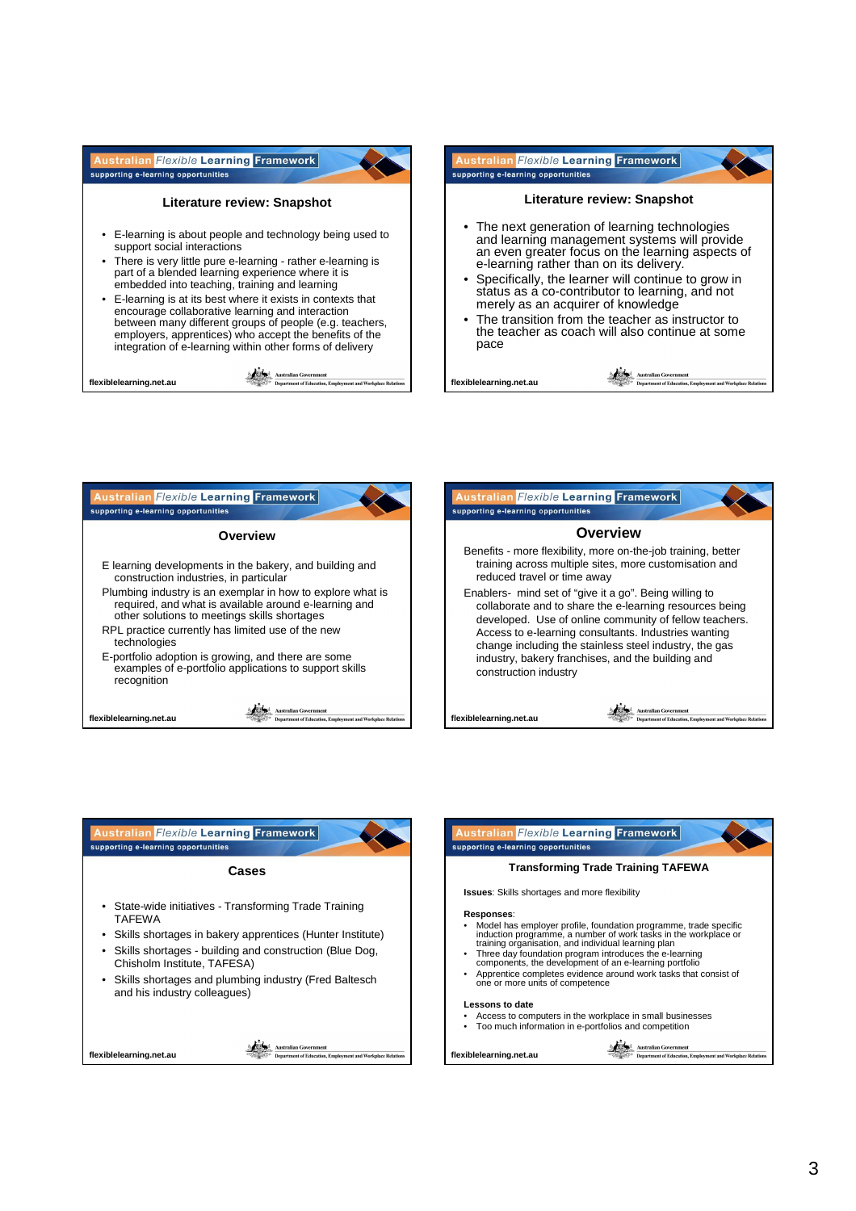## Literature review: Snapshot

- E-learning is about people and technology being used to support social interactions
- There is very little pure e-learning - rather e-learning is part of a blended learning experience where it is embedded into teaching, training and learning
- E-learning is at its best where it exists in contexts that encourage collaborative learning and interaction between many different groups of people (e.g. teachers, employers, apprentices) who accept the benefits of the integration of e-learning within other forms of delivery

## Literature review: Snapshot

- The next generation of learning technologies and learning management systems will provide an even greater focus on the learning aspects of e-learning rather than on its delivery.
- Specifically, the learner will continue to grow in status as a co-contributor to learning, and not merely as an acquirer of knowledge
- The transition from the teacher as instructor to the teacher as coach will also continue at some pace

## Overview

E learning developments in the bakery, and building and construction industries, in particular

Plumbing industry is an exemplar in how to explore what is required, and what is available around e-learning and other solutions to meetings skills shortages

RPL practice currently has limited use of the new technologies

E-portfolio adoption is growing, and there are some examples of e-portfolio applications to support skills recognition

## Overview

Benefits - more flexibility, more on-the-job training, better training across multiple sites, more customisation and reduced travel or time away

Enablers- mind set of "give it a go". Being willing to collaborate and to share the e-learning resources being developed. Use of online community of fellow teachers. Access to e-learning consultants. Industries wanting change including the stainless steel industry, the gas industry, bakery franchises, and the building and construction industry

## Cases

- State-wide initiatives - Transforming Trade Training TAFEWA
- Skills shortages in bakery apprentices (Hunter Institute)
- Skills shortages - building and construction (Blue Dog, Chisholm Institute, TAFESA)
- Skills shortages and plumbing industry (Fred Baltesch and his industry colleagues)

## Transforming Trade Training TAFEWA

**Issues**: Skills shortages and more flexibility

**Responses**:

- Model has employer profile, foundation programme, trade specific induction programme, a number of work tasks in the workplace or training organisation, and individual learning plan
- Three day foundation program introduces the e-learning components, the development of an e-learning portfolio
- Apprentice completes evidence around work tasks that consist of one or more units of competence

**Lessons to date**

- Access to computers in the workplace in small businesses
- Too much information in e-portfolios and competition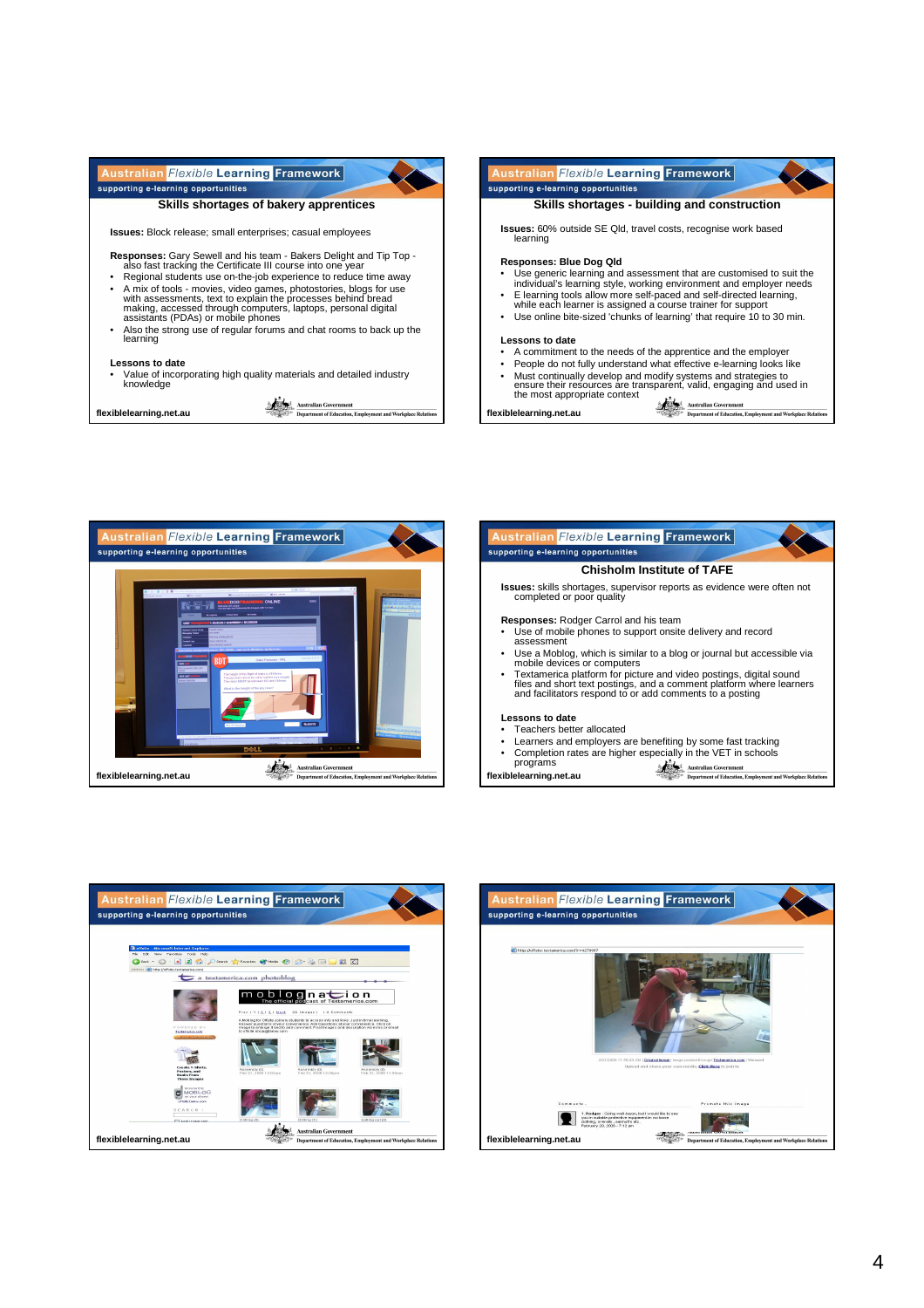## Skills shortages of bakery apprentices

**Issues:** Block release; small enterprises; casual employees

**Responses:** Gary Sewell and his team - Bakers Delight and Tip Top - also fast tracking the Certificate III course into one year

- Regional students use on-the-job experience to reduce time away
- A mix of tools - movies, video games, photostories, blogs for use with assessments, text to explain the processes behind bread making, accessed through computers, laptops, personal digital assistants (PDAs) or mobile phones
- Also the strong use of regular forums and chat rooms to back up the learning

**Lessons to date**

- Value of incorporating high quality materials and detailed industry knowledge

## Skills shortages - building and construction

**Issues:** 60% outside SE Qld, travel costs, recognise work based learning

**Responses: Blue Dog Qld**

- Use generic learning and assessment that are customised to suit the individual's learning style, working environment and employer needs
- E learning tools allow more self-paced and self-directed learning, while each learner is assigned a course trainer for support
- Use online bite-sized 'chunks of learning' that require 10 to 30 min.

**Lessons to date**

- A commitment to the needs of the apprentice and the employer
- People do not fully understand what effective e-learning looks like
- Must continually develop and modify systems and strategies to ensure their resources are transparent, valid, engaging and used in the most appropriate context

## Chisholm Institute of TAFE

**Issues:** skills shortages, supervisor reports as evidence were often not completed or poor quality

**Responses:** Rodger Carrol and his team

- Use of mobile phones to support onsite delivery and record assessment
- Use a Moblog, which is similar to a blog or journal but accessible via mobile devices or computers
- Textamerica platform for picture and video postings, digital sound files and short text postings, and a comment platform where learners and facilitators respond to or add comments to a posting

**Lessons to date**

- Teachers better allocated
- Learners and employers are benefiting by some fast tracking
- Completion rates are higher especially in the VET in schools programs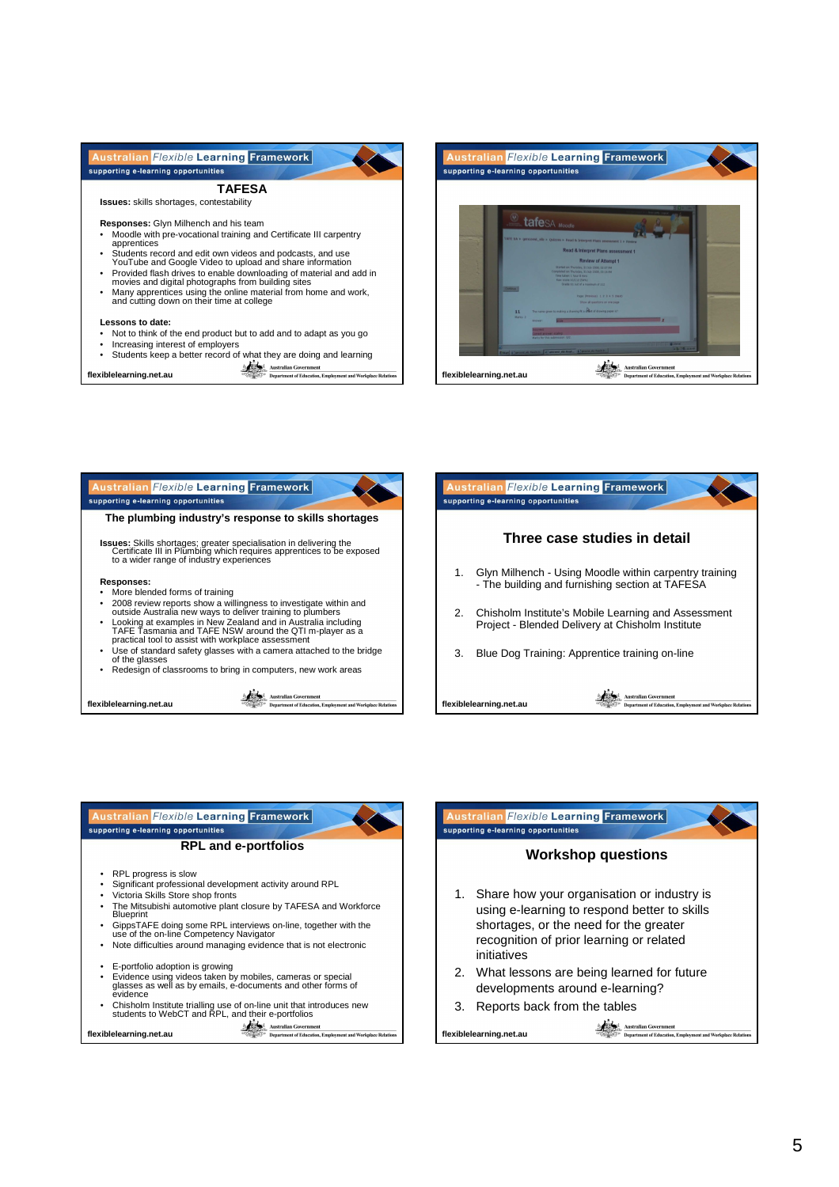## TAFESA

**Issues:** skills shortages, contestability

**Responses:** Glyn Milhench and his team

- Moodle with pre-vocational training and Certificate III carpentry apprentices
- Students record and edit own videos and podcasts, and use YouTube and Google Video to upload and share information
- Provided flash drives to enable downloading of material and add in movies and digital photographs from building sites
- Many apprentices using the online material from home and work, and cutting down on their time at college

**Lessons to date:**

- Not to think of the end product but to add and to adapt as you go
- Increasing interest of employers
- Students keep a better record of what they are doing and learning

## The plumbing industry's response to skills shortages

**Issues:** Skills shortages; greater specialisation in delivering the Certificate III in Plumbing which requires apprentices to be exposed to a wider range of industry experiences

**Responses:**

- More blended forms of training
- 2008 review reports show a willingness to investigate within and outside Australia new ways to deliver training to plumbers
- Looking at examples in New Zealand and in Australia including TAFE Tasmania and TAFE NSW around the QTI m-player as a practical tool to assist with workplace assessment
- Use of standard safety glasses with a camera attached to the bridge of the glasses
- Redesign of classrooms to bring in computers, new work areas

## Three case studies in detail

1. Glyn Milhench - Using Moodle within carpentry training - The building and furnishing section at TAFESA
2. Chisholm Institute's Mobile Learning and Assessment Project - Blended Delivery at Chisholm Institute
3. Blue Dog Training: Apprentice training on-line

## RPL and e-portfolios

- RPL progress is slow
- Significant professional development activity around RPL
- Victoria Skills Store shop fronts
- The Mitsubishi automotive plant closure by TAFESA and Workforce Blueprint
- GippsTAFE doing some RPL interviews on-line, together with the use of the on-line Competency Navigator
- Note difficulties around managing evidence that is not electronic

- E-portfolio adoption is growing
- Evidence using videos taken by mobiles, cameras or special glasses as well as by emails, e-documents and other forms of evidence
- Chisholm Institute trialling use of on-line unit that introduces new students to WebCT and RPL, and their e-portfolios

## Workshop questions

1. Share how your organisation or industry is using e-learning to respond better to skills shortages, or the need for the greater recognition of prior learning or related initiatives
2. What lessons are being learned for future developments around e-learning?
3. Reports back from the tables